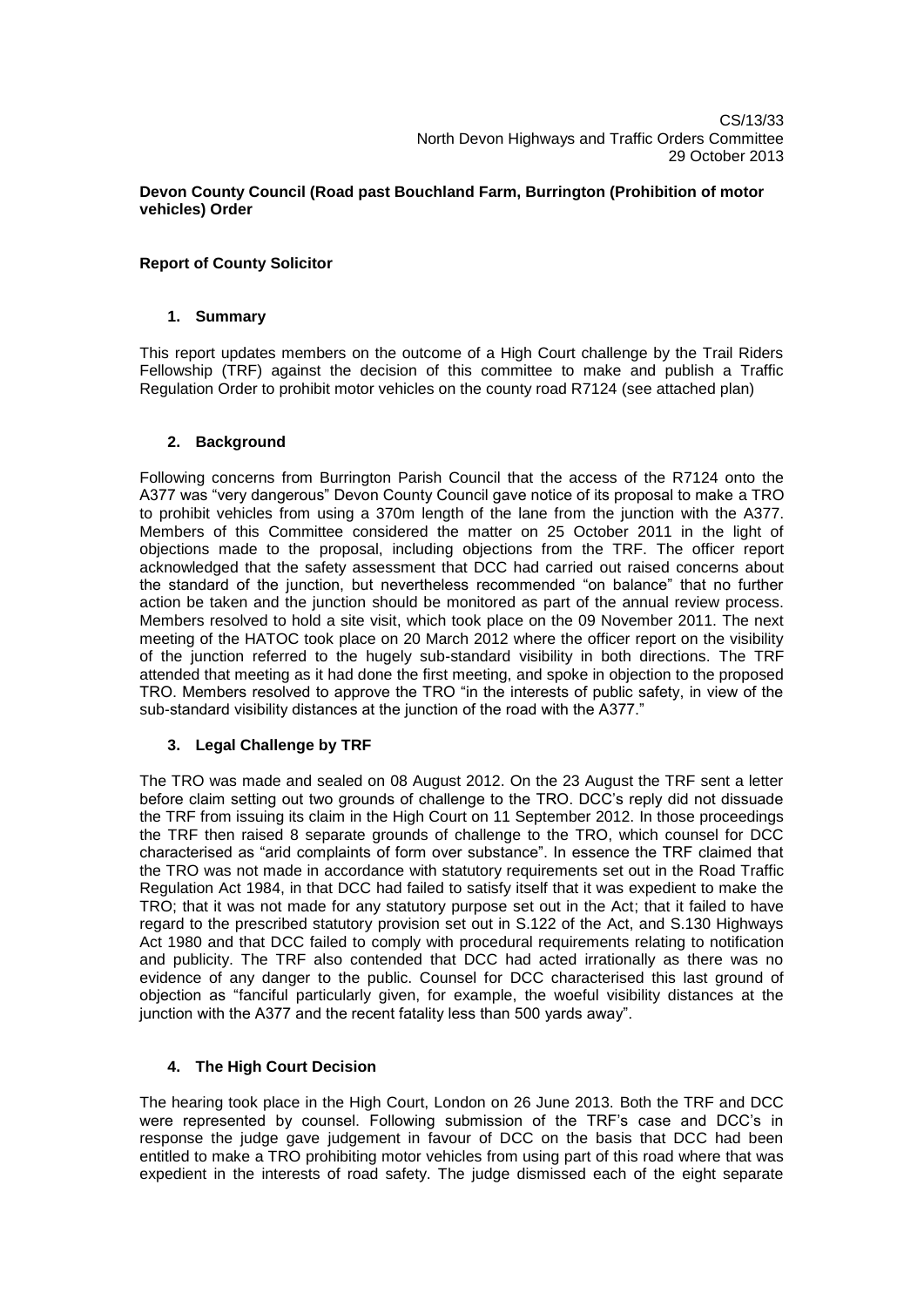CS/13/33
North Devon Highways and Traffic Orders Committee
29 October 2013

**Devon County Council (Road past Bouchland Farm, Burrington (Prohibition of motor vehicles) Order**

**Report of County Solicitor**

## 1. Summary

This report updates members on the outcome of a High Court challenge by the Trail Riders Fellowship (TRF) against the decision of this committee to make and publish a Traffic Regulation Order to prohibit motor vehicles on the county road R7124 (see attached plan)

## 2. Background

Following concerns from Burrington Parish Council that the access of the R7124 onto the A377 was "very dangerous" Devon County Council gave notice of its proposal to make a TRO to prohibit vehicles from using a 370m length of the lane from the junction with the A377. Members of this Committee considered the matter on 25 October 2011 in the light of objections made to the proposal, including objections from the TRF. The officer report acknowledged that the safety assessment that DCC had carried out raised concerns about the standard of the junction, but nevertheless recommended "on balance" that no further action be taken and the junction should be monitored as part of the annual review process. Members resolved to hold a site visit, which took place on the 09 November 2011. The next meeting of the HATOC took place on 20 March 2012 where the officer report on the visibility of the junction referred to the hugely sub-standard visibility in both directions. The TRF attended that meeting as it had done the first meeting, and spoke in objection to the proposed TRO. Members resolved to approve the TRO "in the interests of public safety, in view of the sub-standard visibility distances at the junction of the road with the A377."

## 3. Legal Challenge by TRF

The TRO was made and sealed on 08 August 2012. On the 23 August the TRF sent a letter before claim setting out two grounds of challenge to the TRO. DCC's reply did not dissuade the TRF from issuing its claim in the High Court on 11 September 2012. In those proceedings the TRF then raised 8 separate grounds of challenge to the TRO, which counsel for DCC characterised as "arid complaints of form over substance". In essence the TRF claimed that the TRO was not made in accordance with statutory requirements set out in the Road Traffic Regulation Act 1984, in that DCC had failed to satisfy itself that it was expedient to make the TRO; that it was not made for any statutory purpose set out in the Act; that it failed to have regard to the prescribed statutory provision set out in S.122 of the Act, and S.130 Highways Act 1980 and that DCC failed to comply with procedural requirements relating to notification and publicity. The TRF also contended that DCC had acted irrationally as there was no evidence of any danger to the public. Counsel for DCC characterised this last ground of objection as "fanciful particularly given, for example, the woeful visibility distances at the junction with the A377 and the recent fatality less than 500 yards away".

## 4. The High Court Decision

The hearing took place in the High Court, London on 26 June 2013. Both the TRF and DCC were represented by counsel. Following submission of the TRF's case and DCC's in response the judge gave judgement in favour of DCC on the basis that DCC had been entitled to make a TRO prohibiting motor vehicles from using part of this road where that was expedient in the interests of road safety. The judge dismissed each of the eight separate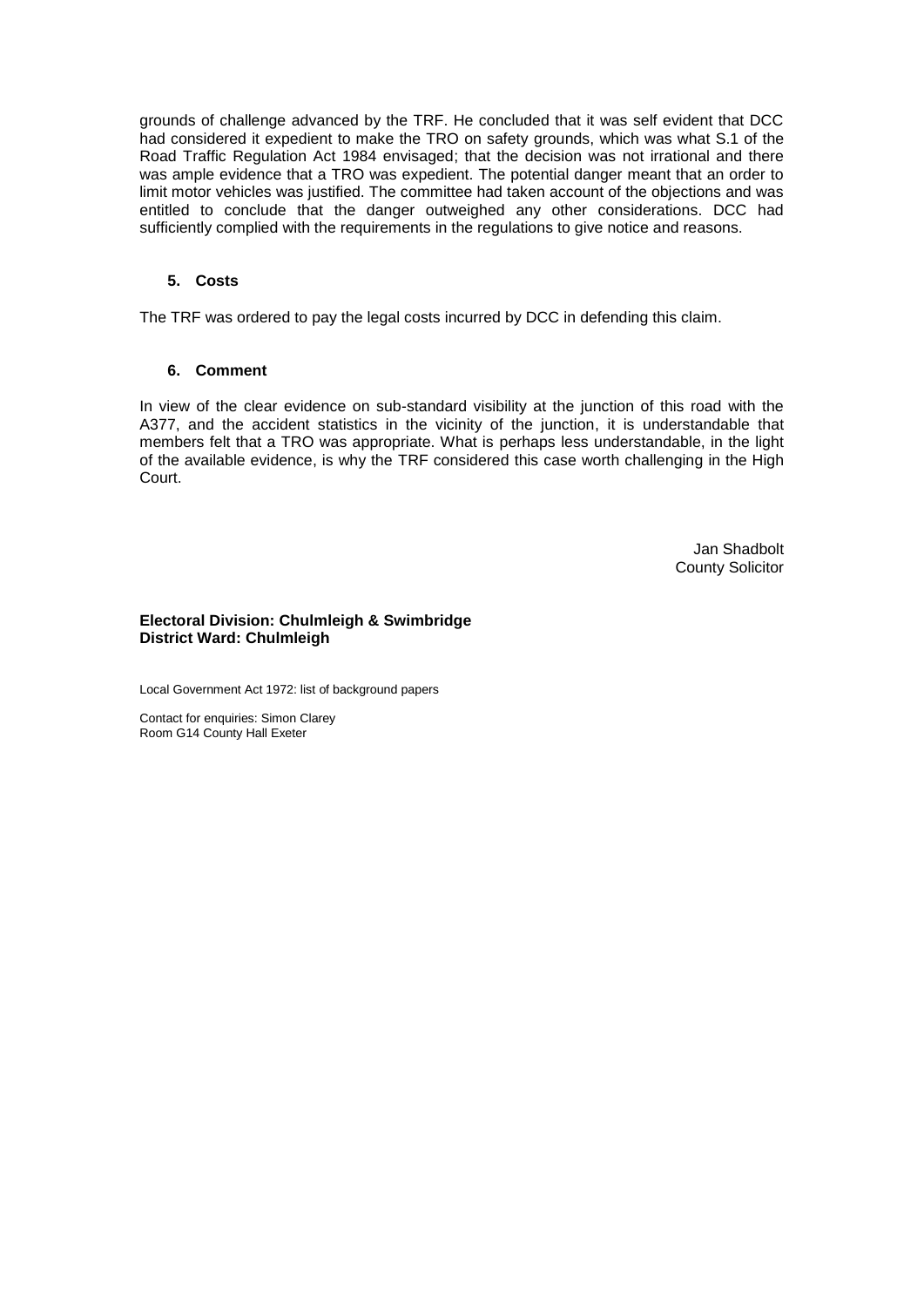grounds of challenge advanced by the TRF. He concluded that it was self evident that DCC had considered it expedient to make the TRO on safety grounds, which was what S.1 of the Road Traffic Regulation Act 1984 envisaged; that the decision was not irrational and there was ample evidence that a TRO was expedient. The potential danger meant that an order to limit motor vehicles was justified. The committee had taken account of the objections and was entitled to conclude that the danger outweighed any other considerations. DCC had sufficiently complied with the requirements in the regulations to give notice and reasons.

### 5. Costs

The TRF was ordered to pay the legal costs incurred by DCC in defending this claim.

### 6. Comment

In view of the clear evidence on sub-standard visibility at the junction of this road with the A377, and the accident statistics in the vicinity of the junction, it is understandable that members felt that a TRO was appropriate. What is perhaps less understandable, in the light of the available evidence, is why the TRF considered this case worth challenging in the High Court.

Jan Shadbolt
County Solicitor

**Electoral Division: Chulmleigh & Swimbridge**
**District Ward: Chulmleigh**

Local Government Act 1972: list of background papers

Contact for enquiries: Simon Clarey
Room G14 County Hall Exeter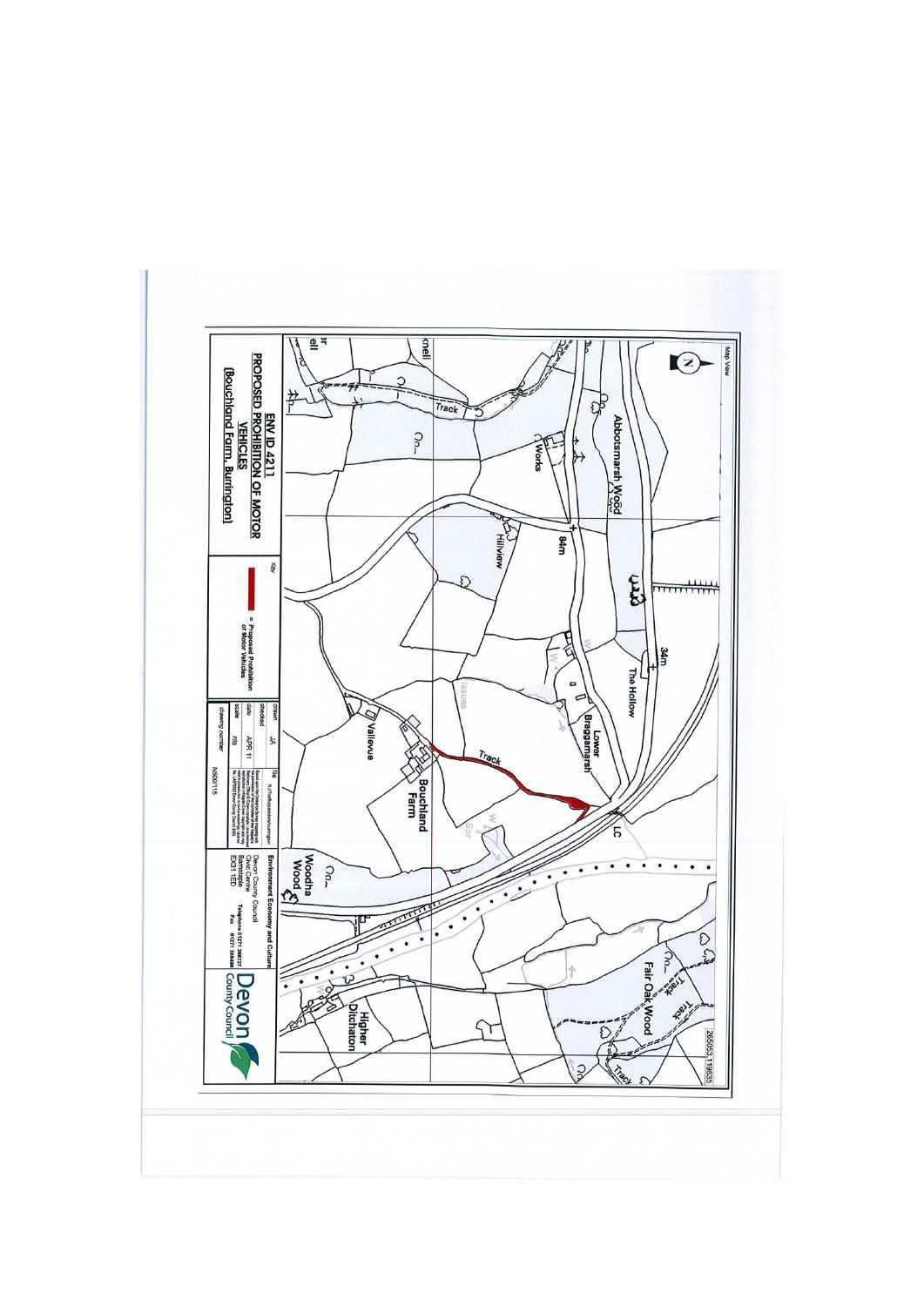Map View

ENV ID 4211

PROPOSED PROHIBITION OF MOTOR VEHICLES

(Bouchland Farm, Burrington)

Key

= Proposed Prohibition of Motor Vehicles

drawn JA

checked

date APR 11

scale nts

drawing number N500115

Environment Economy and Culture

Devon County Council
Civic Centre
Barnstaple
EX31 1ED

Telephone 01271 388727

Fax 01271 388489

Devon County Council

265053, 119635

Abbotsmarsh Wood

Works

Track

84m

Hillview

34m

The Hollow

Lower Braggamarsh

Track

Bouchland Farm

Valleyview

Woodha Wood

LC

Fair Oak Wood

Higher Ditchaton